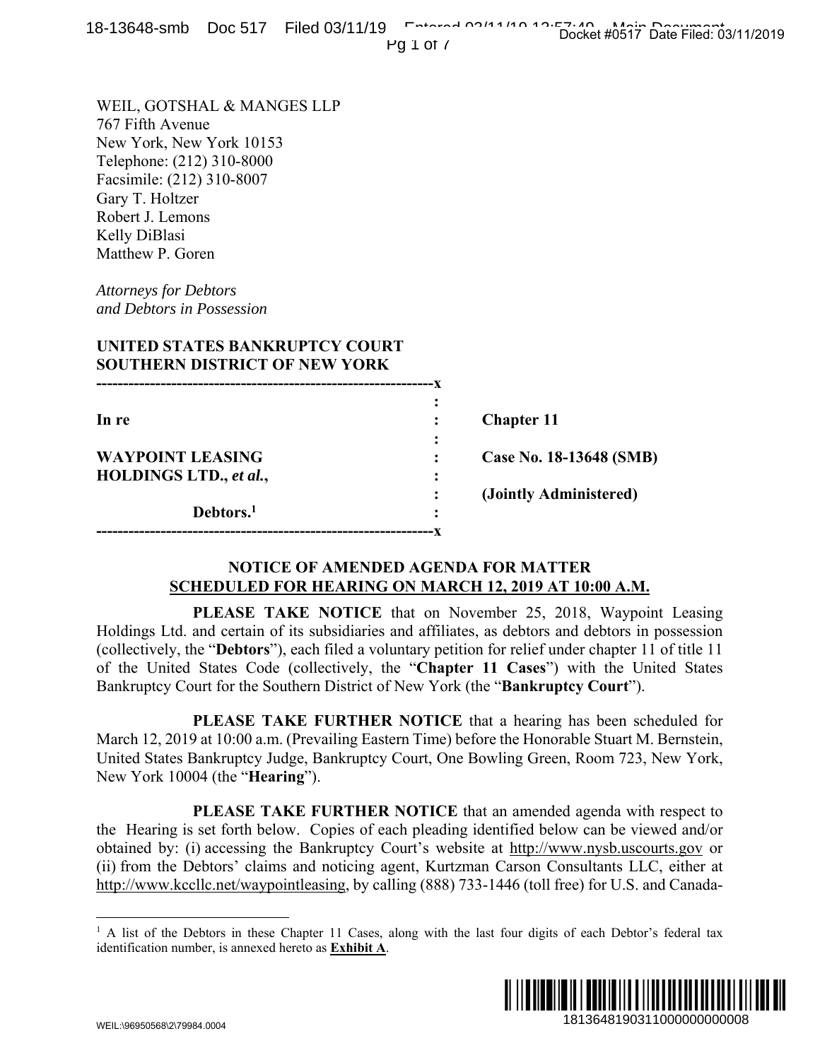WEIL, GOTSHAL & MANGES LLP
767 Fifth Avenue
New York, New York 10153
Telephone: (212) 310-8000
Facsimile: (212) 310-8007
Gary T. Holtzer
Robert J. Lemons
Kelly DiBlasi
Matthew P. Goren

*Attorneys for Debtors*
*and Debtors in Possession*

**UNITED STATES BANKRUPTCY COURT**
**SOUTHERN DISTRICT OF NEW YORK**

| | | |
|---|---|---|
| **In re** | : | **Chapter 11** |
| **WAYPOINT LEASING HOLDINGS LTD., *et al.*,** | : | **Case No. 18-13648 (SMB)** |
| | : | **(Jointly Administered)** |
| **Debtors.**[1] | : | |

## NOTICE OF AMENDED AGENDA FOR MATTER SCHEDULED FOR HEARING ON MARCH 12, 2019 AT 10:00 A.M.

**PLEASE TAKE NOTICE** that on November 25, 2018, Waypoint Leasing Holdings Ltd. and certain of its subsidiaries and affiliates, as debtors and debtors in possession (collectively, the "**Debtors**"), each filed a voluntary petition for relief under chapter 11 of title 11 of the United States Code (collectively, the "**Chapter 11 Cases**") with the United States Bankruptcy Court for the Southern District of New York (the "**Bankruptcy Court**").

**PLEASE TAKE FURTHER NOTICE** that a hearing has been scheduled for March 12, 2019 at 10:00 a.m. (Prevailing Eastern Time) before the Honorable Stuart M. Bernstein, United States Bankruptcy Judge, Bankruptcy Court, One Bowling Green, Room 723, New York, New York 10004 (the "**Hearing**").

**PLEASE TAKE FURTHER NOTICE** that an amended agenda with respect to the Hearing is set forth below. Copies of each pleading identified below can be viewed and/or obtained by: (i) accessing the Bankruptcy Court's website at http://www.nysb.uscourts.gov or (ii) from the Debtors' claims and noticing agent, Kurtzman Carson Consultants LLC, either at http://www.kccllc.net/waypointleasing, by calling (888) 733-1446 (toll free) for U.S. and Canada-

[1] A list of the Debtors in these Chapter 11 Cases, along with the last four digits of each Debtor's federal tax identification number, is annexed hereto as **Exhibit A**.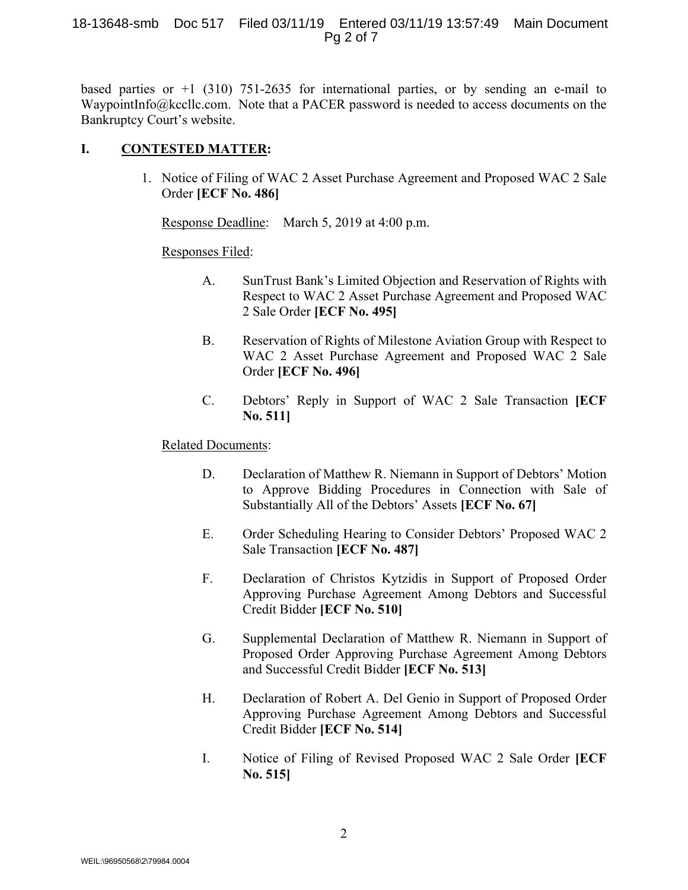based parties or +1 (310) 751-2635 for international parties, or by sending an e-mail to WaypointInfo@kccllc.com. Note that a PACER password is needed to access documents on the Bankruptcy Court's website.

## I. CONTESTED MATTER:

1. Notice of Filing of WAC 2 Asset Purchase Agreement and Proposed WAC 2 Sale Order **[ECF No. 486]**

   Response Deadline: March 5, 2019 at 4:00 p.m.

   Responses Filed:

   A. SunTrust Bank's Limited Objection and Reservation of Rights with Respect to WAC 2 Asset Purchase Agreement and Proposed WAC 2 Sale Order **[ECF No. 495]**

   B. Reservation of Rights of Milestone Aviation Group with Respect to WAC 2 Asset Purchase Agreement and Proposed WAC 2 Sale Order **[ECF No. 496]**

   C. Debtors' Reply in Support of WAC 2 Sale Transaction **[ECF No. 511]**

   Related Documents:

   D. Declaration of Matthew R. Niemann in Support of Debtors' Motion to Approve Bidding Procedures in Connection with Sale of Substantially All of the Debtors' Assets **[ECF No. 67]**

   E. Order Scheduling Hearing to Consider Debtors' Proposed WAC 2 Sale Transaction **[ECF No. 487]**

   F. Declaration of Christos Kytzidis in Support of Proposed Order Approving Purchase Agreement Among Debtors and Successful Credit Bidder **[ECF No. 510]**

   G. Supplemental Declaration of Matthew R. Niemann in Support of Proposed Order Approving Purchase Agreement Among Debtors and Successful Credit Bidder **[ECF No. 513]**

   H. Declaration of Robert A. Del Genio in Support of Proposed Order Approving Purchase Agreement Among Debtors and Successful Credit Bidder **[ECF No. 514]**

   I. Notice of Filing of Revised Proposed WAC 2 Sale Order **[ECF No. 515]**

WEIL:\96950568\2\79984.0004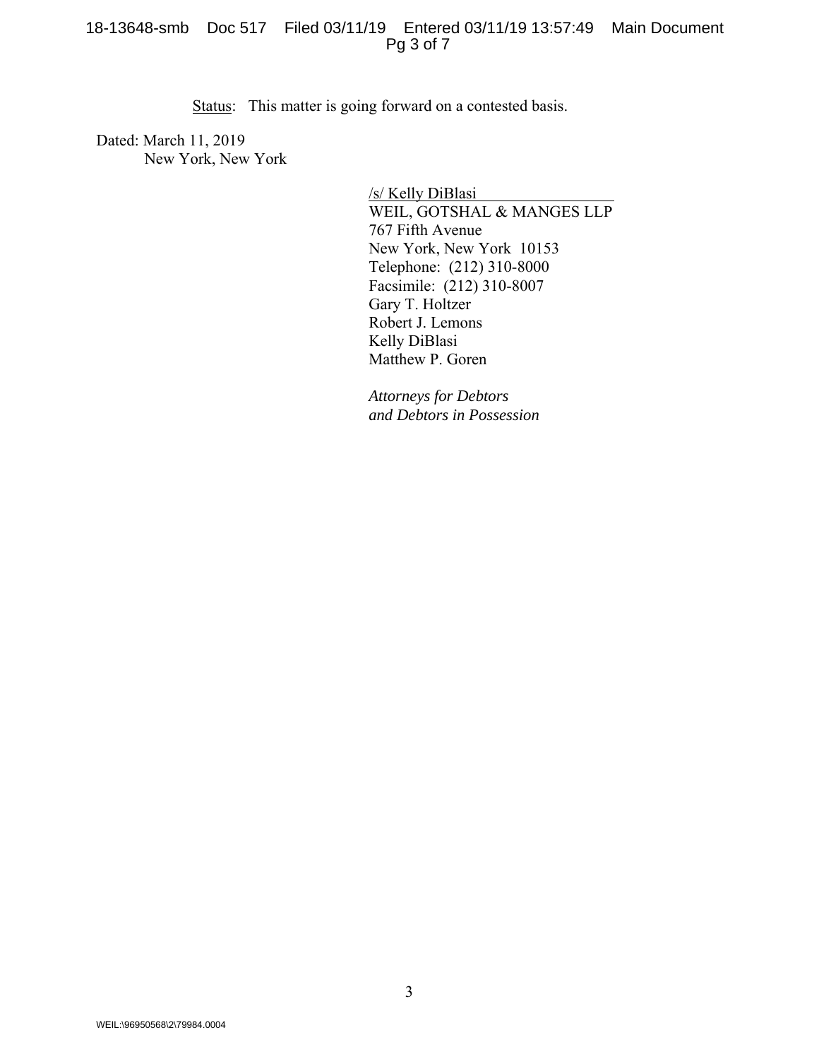<u>Status</u>: This matter is going forward on a contested basis.

Dated: March 11, 2019
New York, New York

/s/ Kelly DiBlasi
WEIL, GOTSHAL & MANGES LLP
767 Fifth Avenue
New York, New York 10153
Telephone: (212) 310-8000
Facsimile: (212) 310-8007
Gary T. Holtzer
Robert J. Lemons
Kelly DiBlasi
Matthew P. Goren

*Attorneys for Debtors*
*and Debtors in Possession*

WEIL:\96950568\2\79984.0004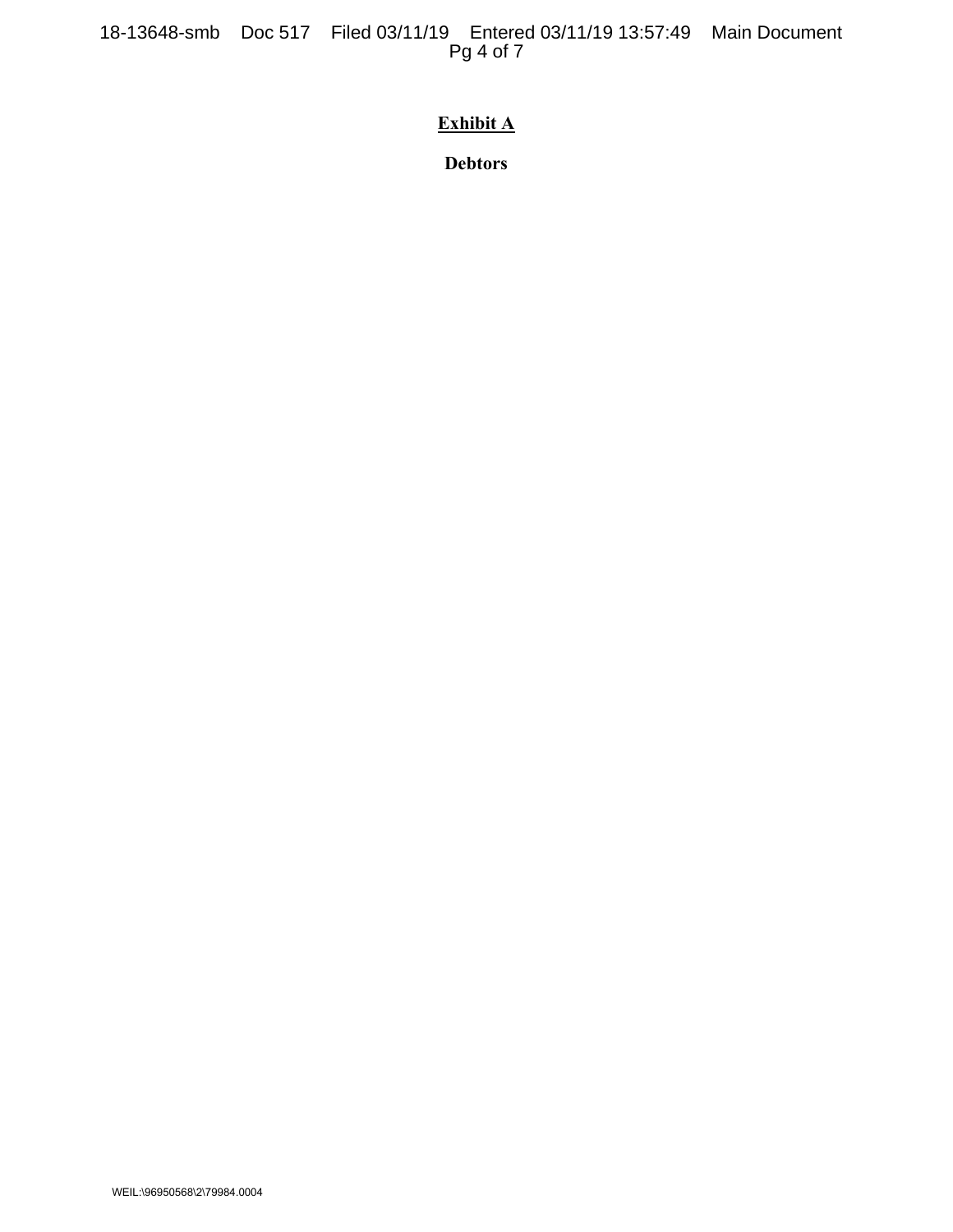## Exhibit A

**Debtors**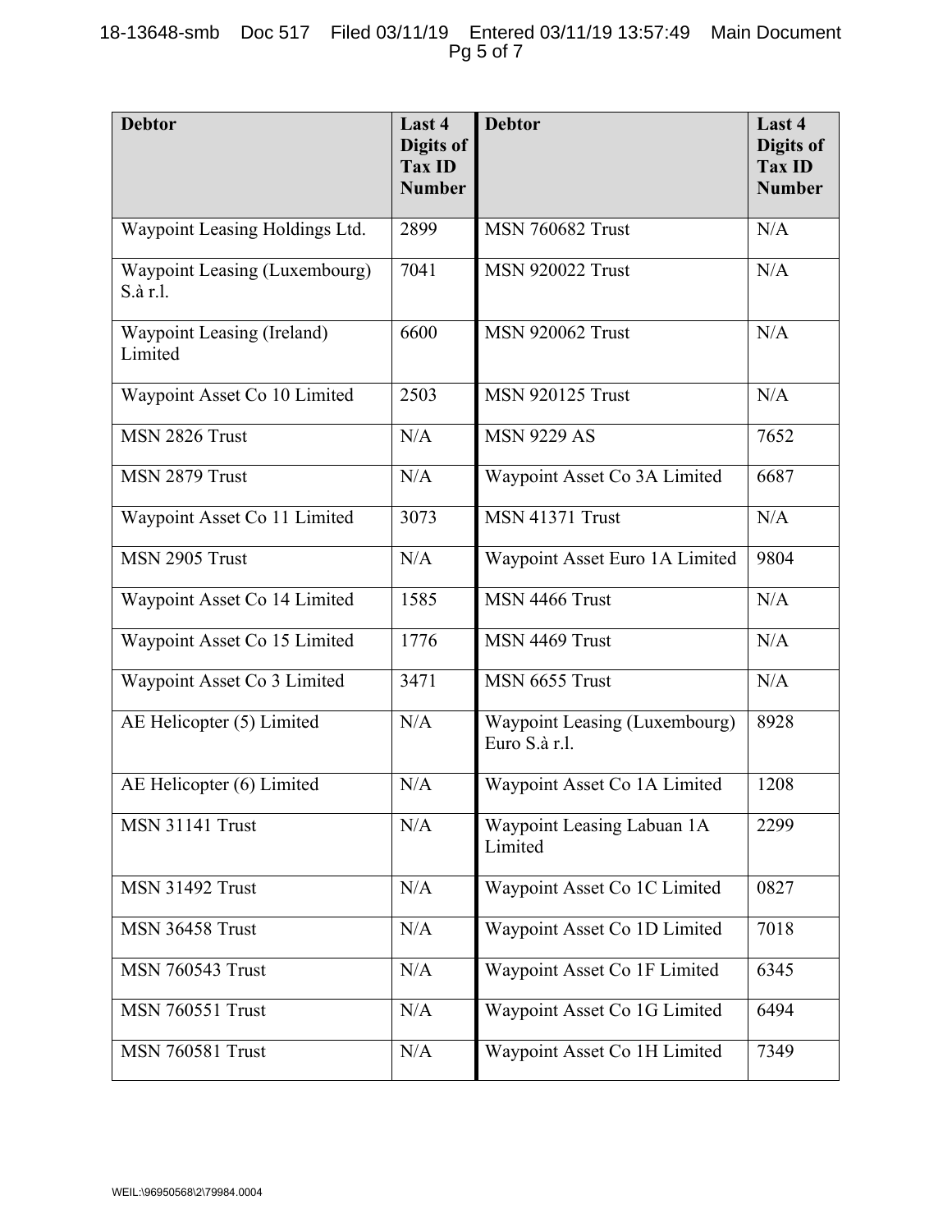| Debtor | Last 4 Digits of Tax ID Number | Debtor | Last 4 Digits of Tax ID Number |
|---|---|---|---|
| Waypoint Leasing Holdings Ltd. | 2899 | MSN 760682 Trust | N/A |
| Waypoint Leasing (Luxembourg) S.à r.l. | 7041 | MSN 920022 Trust | N/A |
| Waypoint Leasing (Ireland) Limited | 6600 | MSN 920062 Trust | N/A |
| Waypoint Asset Co 10 Limited | 2503 | MSN 920125 Trust | N/A |
| MSN 2826 Trust | N/A | MSN 9229 AS | 7652 |
| MSN 2879 Trust | N/A | Waypoint Asset Co 3A Limited | 6687 |
| Waypoint Asset Co 11 Limited | 3073 | MSN 41371 Trust | N/A |
| MSN 2905 Trust | N/A | Waypoint Asset Euro 1A Limited | 9804 |
| Waypoint Asset Co 14 Limited | 1585 | MSN 4466 Trust | N/A |
| Waypoint Asset Co 15 Limited | 1776 | MSN 4469 Trust | N/A |
| Waypoint Asset Co 3 Limited | 3471 | MSN 6655 Trust | N/A |
| AE Helicopter (5) Limited | N/A | Waypoint Leasing (Luxembourg) Euro S.à r.l. | 8928 |
| AE Helicopter (6) Limited | N/A | Waypoint Asset Co 1A Limited | 1208 |
| MSN 31141 Trust | N/A | Waypoint Leasing Labuan 1A Limited | 2299 |
| MSN 31492 Trust | N/A | Waypoint Asset Co 1C Limited | 0827 |
| MSN 36458 Trust | N/A | Waypoint Asset Co 1D Limited | 7018 |
| MSN 760543 Trust | N/A | Waypoint Asset Co 1F Limited | 6345 |
| MSN 760551 Trust | N/A | Waypoint Asset Co 1G Limited | 6494 |
| MSN 760581 Trust | N/A | Waypoint Asset Co 1H Limited | 7349 |

WEIL:\96950568\2\79984.0004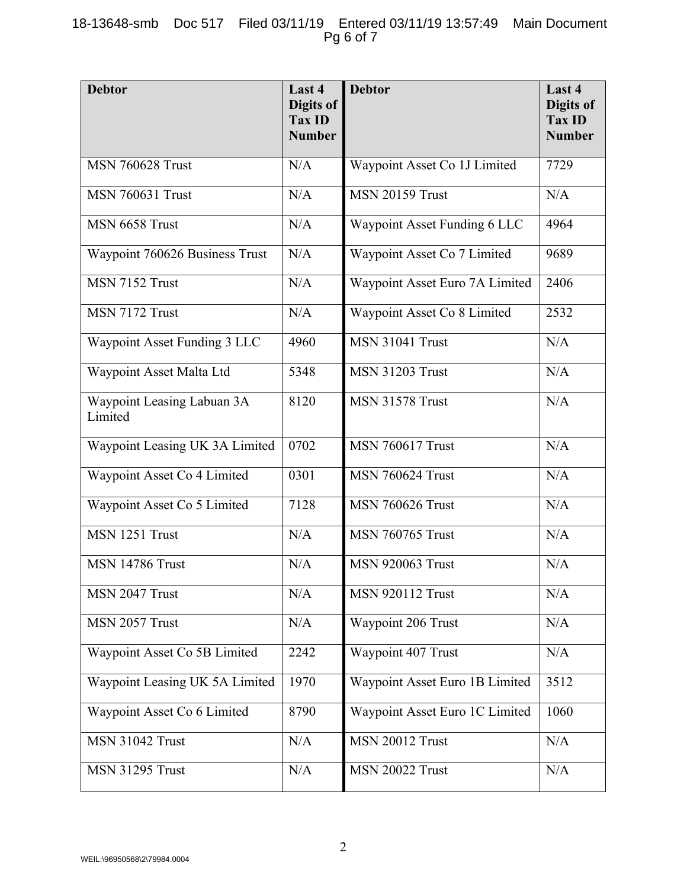| Debtor | Last 4 Digits of Tax ID Number | Debtor | Last 4 Digits of Tax ID Number |
|---|---|---|---|
| MSN 760628 Trust | N/A | Waypoint Asset Co 1J Limited | 7729 |
| MSN 760631 Trust | N/A | MSN 20159 Trust | N/A |
| MSN 6658 Trust | N/A | Waypoint Asset Funding 6 LLC | 4964 |
| Waypoint 760626 Business Trust | N/A | Waypoint Asset Co 7 Limited | 9689 |
| MSN 7152 Trust | N/A | Waypoint Asset Euro 7A Limited | 2406 |
| MSN 7172 Trust | N/A | Waypoint Asset Co 8 Limited | 2532 |
| Waypoint Asset Funding 3 LLC | 4960 | MSN 31041 Trust | N/A |
| Waypoint Asset Malta Ltd | 5348 | MSN 31203 Trust | N/A |
| Waypoint Leasing Labuan 3A Limited | 8120 | MSN 31578 Trust | N/A |
| Waypoint Leasing UK 3A Limited | 0702 | MSN 760617 Trust | N/A |
| Waypoint Asset Co 4 Limited | 0301 | MSN 760624 Trust | N/A |
| Waypoint Asset Co 5 Limited | 7128 | MSN 760626 Trust | N/A |
| MSN 1251 Trust | N/A | MSN 760765 Trust | N/A |
| MSN 14786 Trust | N/A | MSN 920063 Trust | N/A |
| MSN 2047 Trust | N/A | MSN 920112 Trust | N/A |
| MSN 2057 Trust | N/A | Waypoint 206 Trust | N/A |
| Waypoint Asset Co 5B Limited | 2242 | Waypoint 407 Trust | N/A |
| Waypoint Leasing UK 5A Limited | 1970 | Waypoint Asset Euro 1B Limited | 3512 |
| Waypoint Asset Co 6 Limited | 8790 | Waypoint Asset Euro 1C Limited | 1060 |
| MSN 31042 Trust | N/A | MSN 20012 Trust | N/A |
| MSN 31295 Trust | N/A | MSN 20022 Trust | N/A |

WEIL:\96950568\2\79984.0004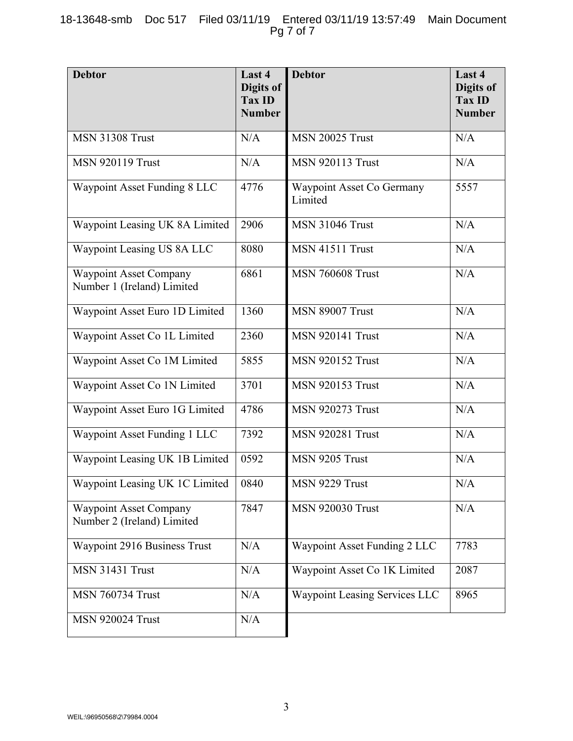| Debtor | Last 4 Digits of Tax ID Number | Debtor | Last 4 Digits of Tax ID Number |
|---|---|---|---|
| MSN 31308 Trust | N/A | MSN 20025 Trust | N/A |
| MSN 920119 Trust | N/A | MSN 920113 Trust | N/A |
| Waypoint Asset Funding 8 LLC | 4776 | Waypoint Asset Co Germany Limited | 5557 |
| Waypoint Leasing UK 8A Limited | 2906 | MSN 31046 Trust | N/A |
| Waypoint Leasing US 8A LLC | 8080 | MSN 41511 Trust | N/A |
| Waypoint Asset Company Number 1 (Ireland) Limited | 6861 | MSN 760608 Trust | N/A |
| Waypoint Asset Euro 1D Limited | 1360 | MSN 89007 Trust | N/A |
| Waypoint Asset Co 1L Limited | 2360 | MSN 920141 Trust | N/A |
| Waypoint Asset Co 1M Limited | 5855 | MSN 920152 Trust | N/A |
| Waypoint Asset Co 1N Limited | 3701 | MSN 920153 Trust | N/A |
| Waypoint Asset Euro 1G Limited | 4786 | MSN 920273 Trust | N/A |
| Waypoint Asset Funding 1 LLC | 7392 | MSN 920281 Trust | N/A |
| Waypoint Leasing UK 1B Limited | 0592 | MSN 9205 Trust | N/A |
| Waypoint Leasing UK 1C Limited | 0840 | MSN 9229 Trust | N/A |
| Waypoint Asset Company Number 2 (Ireland) Limited | 7847 | MSN 920030 Trust | N/A |
| Waypoint 2916 Business Trust | N/A | Waypoint Asset Funding 2 LLC | 7783 |
| MSN 31431 Trust | N/A | Waypoint Asset Co 1K Limited | 2087 |
| MSN 760734 Trust | N/A | Waypoint Leasing Services LLC | 8965 |
| MSN 920024 Trust | N/A | | |